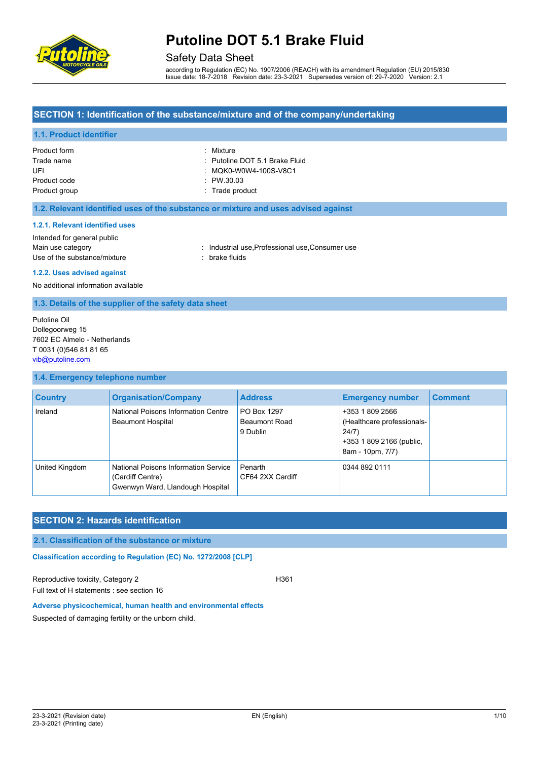# Putoline DOT 5.1 Brake Fluid

Safety Data Sheet

according to Regulation (EC) No. 1907/2006 (REACH) with its amendment Regulation (EU) 2015/830
Issue date: 18-7-2018 Revision date: 23-3-2021 Supersedes version of: 29-7-2020 Version: 2.1

## SECTION 1: Identification of the substance/mixture and of the company/undertaking

### 1.1. Product identifier

| | |
|---|---|
| Product form | : Mixture |
| Trade name | : Putoline DOT 5.1 Brake Fluid |
| UFI | : MQK0-W0W4-100S-V8C1 |
| Product code | : PW.30.03 |
| Product group | : Trade product |

### 1.2. Relevant identified uses of the substance or mixture and uses advised against

#### 1.2.1. Relevant identified uses

Intended for general public

| | |
|---|---|
| Main use category | : Industrial use,Professional use,Consumer use |
| Use of the substance/mixture | : brake fluids |

#### 1.2.2. Uses advised against

No additional information available

### 1.3. Details of the supplier of the safety data sheet

Putoline Oil
Dollegoorweg 15
7602 EC Almelo - Netherlands
T 0031 (0)546 81 81 65
vib@putoline.com

### 1.4. Emergency telephone number

| Country | Organisation/Company | Address | Emergency number | Comment |
|---|---|---|---|---|
| Ireland | National Poisons Information Centre Beaumont Hospital | PO Box 1297 Beaumont Road 9 Dublin | +353 1 809 2566 (Healthcare professionals- 24/7) +353 1 809 2166 (public, 8am - 10pm, 7/7) | |
| United Kingdom | National Poisons Information Service (Cardiff Centre) Gwenwyn Ward, Llandough Hospital | Penarth CF64 2XX Cardiff | 0344 892 0111 | |

## SECTION 2: Hazards identification

### 2.1. Classification of the substance or mixture

**Classification according to Regulation (EC) No. 1272/2008 [CLP]**

Reproductive toxicity, Category 2 H361

Full text of H statements : see section 16

**Adverse physicochemical, human health and environmental effects**

Suspected of damaging fertility or the unborn child.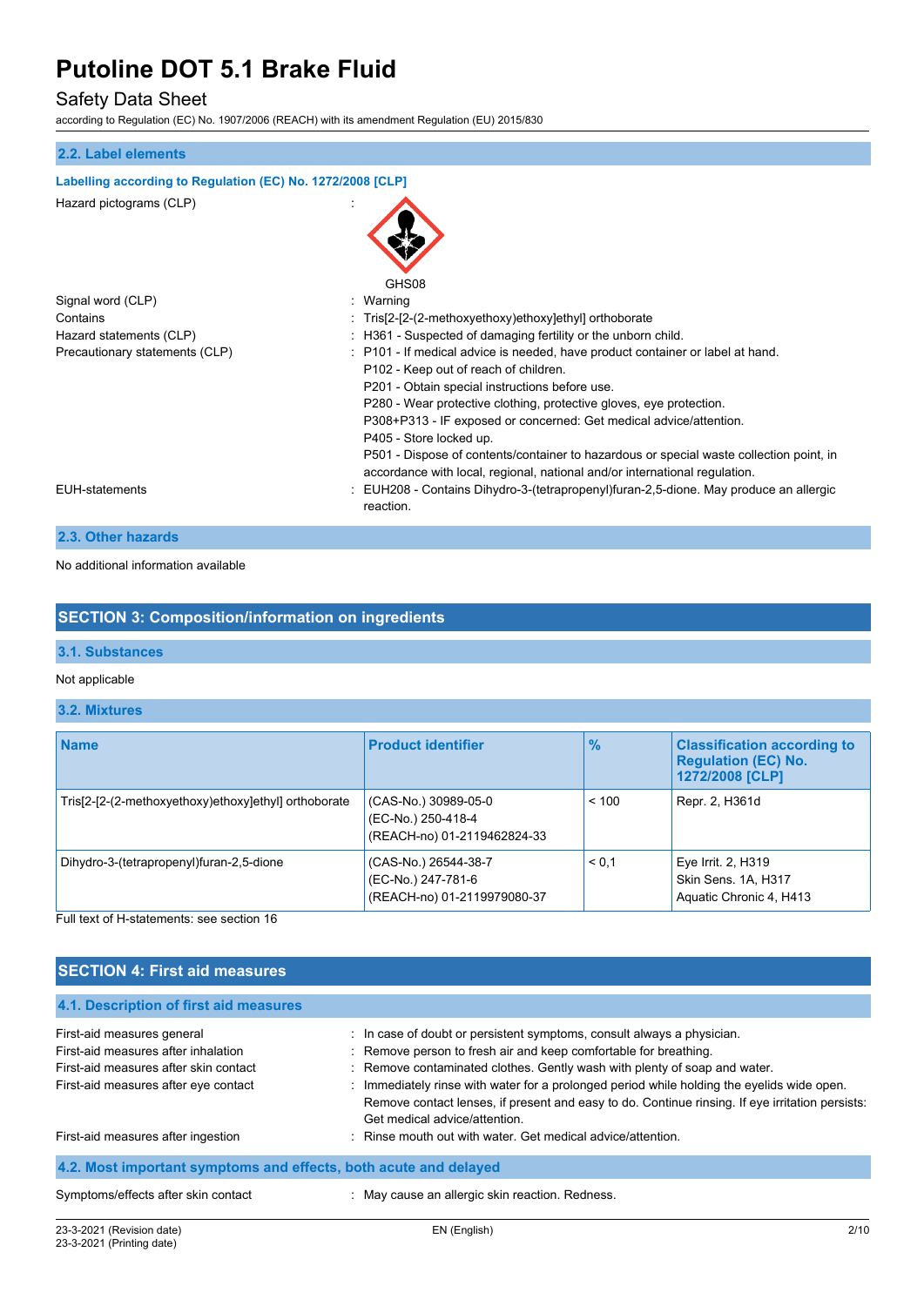### 2.2. Label elements

**Labelling according to Regulation (EC) No. 1272/2008 [CLP]**

Hazard pictograms (CLP) :

GHS08

| | |
|---|---|
| Signal word (CLP) | : Warning |
| Contains | : Tris[2-[2-(2-methoxyethoxy)ethoxy]ethyl] orthoborate |
| Hazard statements (CLP) | : H361 - Suspected of damaging fertility or the unborn child. |
| Precautionary statements (CLP) | : P101 - If medical advice is needed, have product container or label at hand.<br>P102 - Keep out of reach of children.<br>P201 - Obtain special instructions before use.<br>P280 - Wear protective clothing, protective gloves, eye protection.<br>P308+P313 - IF exposed or concerned: Get medical advice/attention.<br>P405 - Store locked up.<br>P501 - Dispose of contents/container to hazardous or special waste collection point, in accordance with local, regional, national and/or international regulation. |
| EUH-statements | : EUH208 - Contains Dihydro-3-(tetrapropenyl)furan-2,5-dione. May produce an allergic reaction. |

### 2.3. Other hazards

No additional information available

## SECTION 3: Composition/information on ingredients

### 3.1. Substances

Not applicable

### 3.2. Mixtures

| Name | Product identifier | % | Classification according to Regulation (EC) No. 1272/2008 [CLP] |
|---|---|---|---|
| Tris[2-[2-(2-methoxyethoxy)ethoxy]ethyl] orthoborate | (CAS-No.) 30989-05-0<br>(EC-No.) 250-418-4<br>(REACH-no) 01-2119462824-33 | < 100 | Repr. 2, H361d |
| Dihydro-3-(tetrapropenyl)furan-2,5-dione | (CAS-No.) 26544-38-7<br>(EC-No.) 247-781-6<br>(REACH-no) 01-2119979080-37 | < 0,1 | Eye Irrit. 2, H319<br>Skin Sens. 1A, H317<br>Aquatic Chronic 4, H413 |

Full text of H-statements: see section 16

## SECTION 4: First aid measures

### 4.1. Description of first aid measures

| | |
|---|---|
| First-aid measures general | : In case of doubt or persistent symptoms, consult always a physician. |
| First-aid measures after inhalation | : Remove person to fresh air and keep comfortable for breathing. |
| First-aid measures after skin contact | : Remove contaminated clothes. Gently wash with plenty of soap and water. |
| First-aid measures after eye contact | : Immediately rinse with water for a prolonged period while holding the eyelids wide open. Remove contact lenses, if present and easy to do. Continue rinsing. If eye irritation persists: Get medical advice/attention. |
| First-aid measures after ingestion | : Rinse mouth out with water. Get medical advice/attention. |

### 4.2. Most important symptoms and effects, both acute and delayed

| | |
|---|---|
| Symptoms/effects after skin contact | : May cause an allergic skin reaction. Redness. |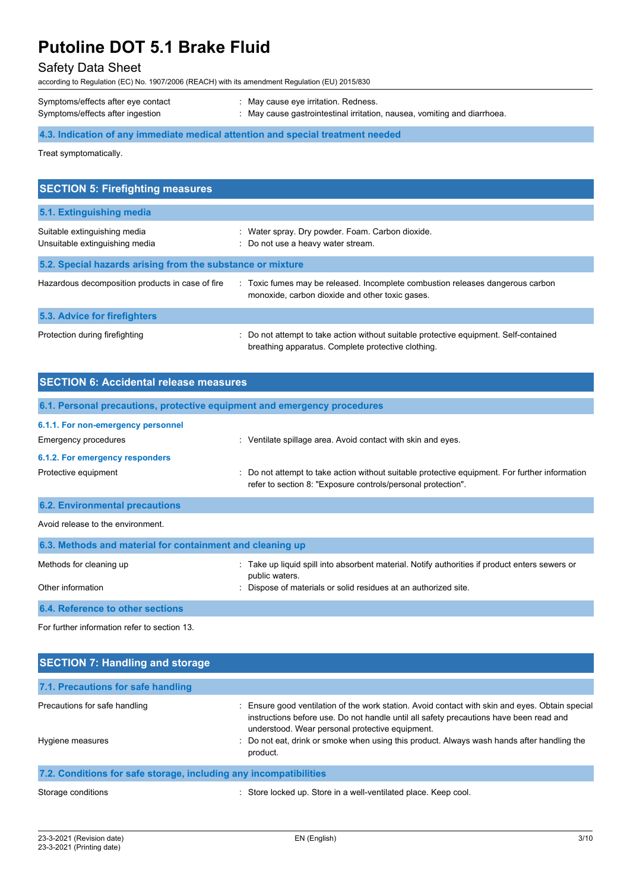| | |
|---|---|
| Symptoms/effects after eye contact | : May cause eye irritation. Redness. |
| Symptoms/effects after ingestion | : May cause gastrointestinal irritation, nausea, vomiting and diarrhoea. |

### 4.3. Indication of any immediate medical attention and special treatment needed

Treat symptomatically.

## SECTION 5: Firefighting measures

### 5.1. Extinguishing media

| | |
|---|---|
| Suitable extinguishing media | : Water spray. Dry powder. Foam. Carbon dioxide. |
| Unsuitable extinguishing media | : Do not use a heavy water stream. |

### 5.2. Special hazards arising from the substance or mixture

| | |
|---|---|
| Hazardous decomposition products in case of fire | : Toxic fumes may be released. Incomplete combustion releases dangerous carbon monoxide, carbon dioxide and other toxic gases. |

### 5.3. Advice for firefighters

| | |
|---|---|
| Protection during firefighting | : Do not attempt to take action without suitable protective equipment. Self-contained breathing apparatus. Complete protective clothing. |

## SECTION 6: Accidental release measures

### 6.1. Personal precautions, protective equipment and emergency procedures

#### 6.1.1. For non-emergency personnel

| | |
|---|---|
| Emergency procedures | : Ventilate spillage area. Avoid contact with skin and eyes. |

#### 6.1.2. For emergency responders

| | |
|---|---|
| Protective equipment | : Do not attempt to take action without suitable protective equipment. For further information refer to section 8: "Exposure controls/personal protection". |

### 6.2. Environmental precautions

Avoid release to the environment.

### 6.3. Methods and material for containment and cleaning up

| | |
|---|---|
| Methods for cleaning up | : Take up liquid spill into absorbent material. Notify authorities if product enters sewers or public waters. |
| Other information | : Dispose of materials or solid residues at an authorized site. |

### 6.4. Reference to other sections

For further information refer to section 13.

## SECTION 7: Handling and storage

### 7.1. Precautions for safe handling

| | |
|---|---|
| Precautions for safe handling | : Ensure good ventilation of the work station. Avoid contact with skin and eyes. Obtain special instructions before use. Do not handle until all safety precautions have been read and understood. Wear personal protective equipment. |
| Hygiene measures | : Do not eat, drink or smoke when using this product. Always wash hands after handling the product. |

### 7.2. Conditions for safe storage, including any incompatibilities

| | |
|---|---|
| Storage conditions | : Store locked up. Store in a well-ventilated place. Keep cool. |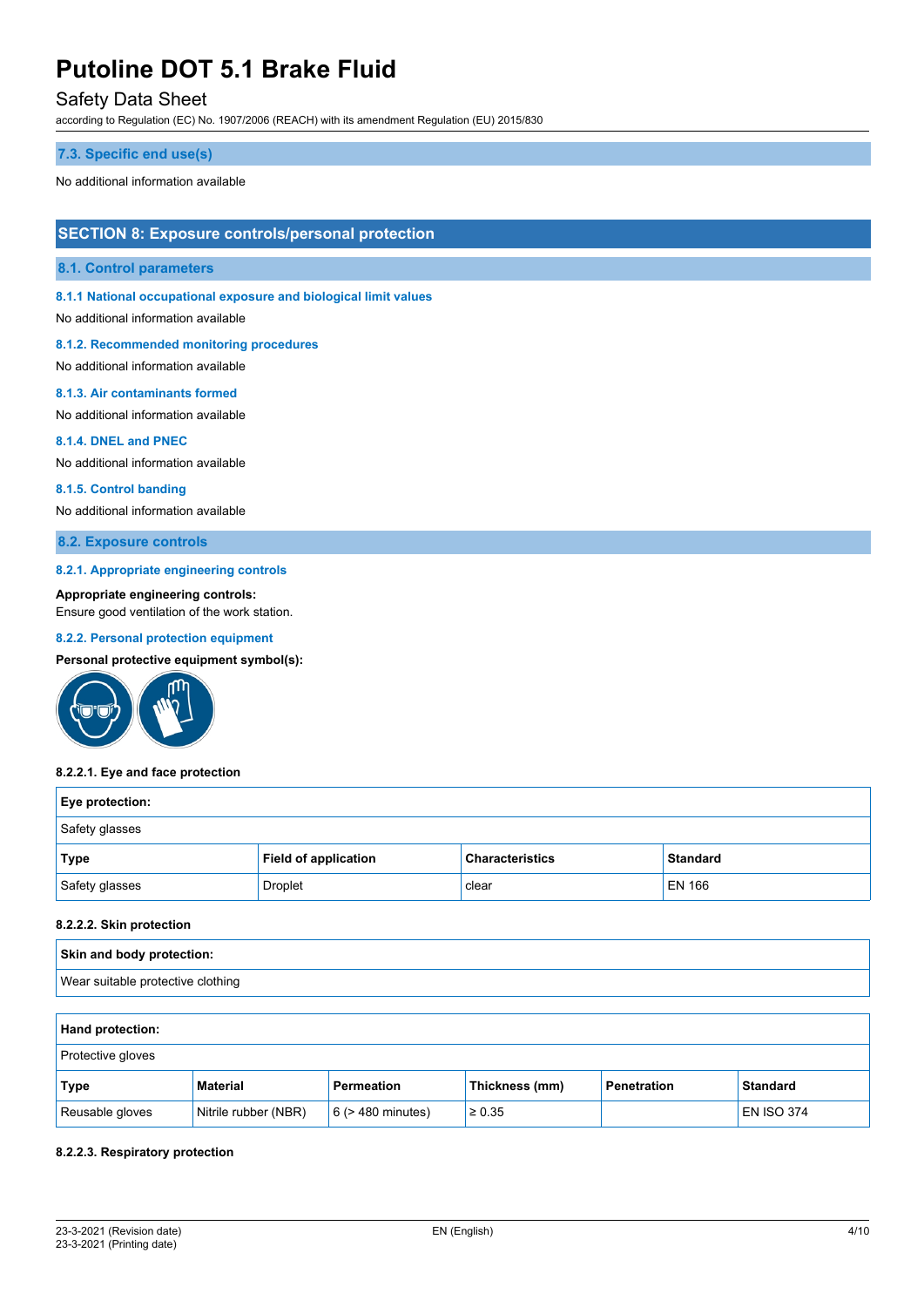### 7.3. Specific end use(s)

No additional information available

## SECTION 8: Exposure controls/personal protection

### 8.1. Control parameters

#### 8.1.1 National occupational exposure and biological limit values

No additional information available

#### 8.1.2. Recommended monitoring procedures

No additional information available

#### 8.1.3. Air contaminants formed

No additional information available

#### 8.1.4. DNEL and PNEC

No additional information available

#### 8.1.5. Control banding

No additional information available

### 8.2. Exposure controls

#### 8.2.1. Appropriate engineering controls

**Appropriate engineering controls:**

Ensure good ventilation of the work station.

#### 8.2.2. Personal protection equipment

**Personal protective equipment symbol(s):**

**8.2.2.1. Eye and face protection**

| Eye protection: | | | |
|---|---|---|---|
| Safety glasses | | | |
| **Type** | **Field of application** | **Characteristics** | **Standard** |
| Safety glasses | Droplet | clear | EN 166 |

**8.2.2.2. Skin protection**

| Skin and body protection: |
|---|
| Wear suitable protective clothing |

| Hand protection: | | | | | |
|---|---|---|---|---|---|
| Protective gloves | | | | | |
| **Type** | **Material** | **Permeation** | **Thickness (mm)** | **Penetration** | **Standard** |
| Reusable gloves | Nitrile rubber (NBR) | 6 (> 480 minutes) | ≥ 0.35 | | EN ISO 374 |

**8.2.2.3. Respiratory protection**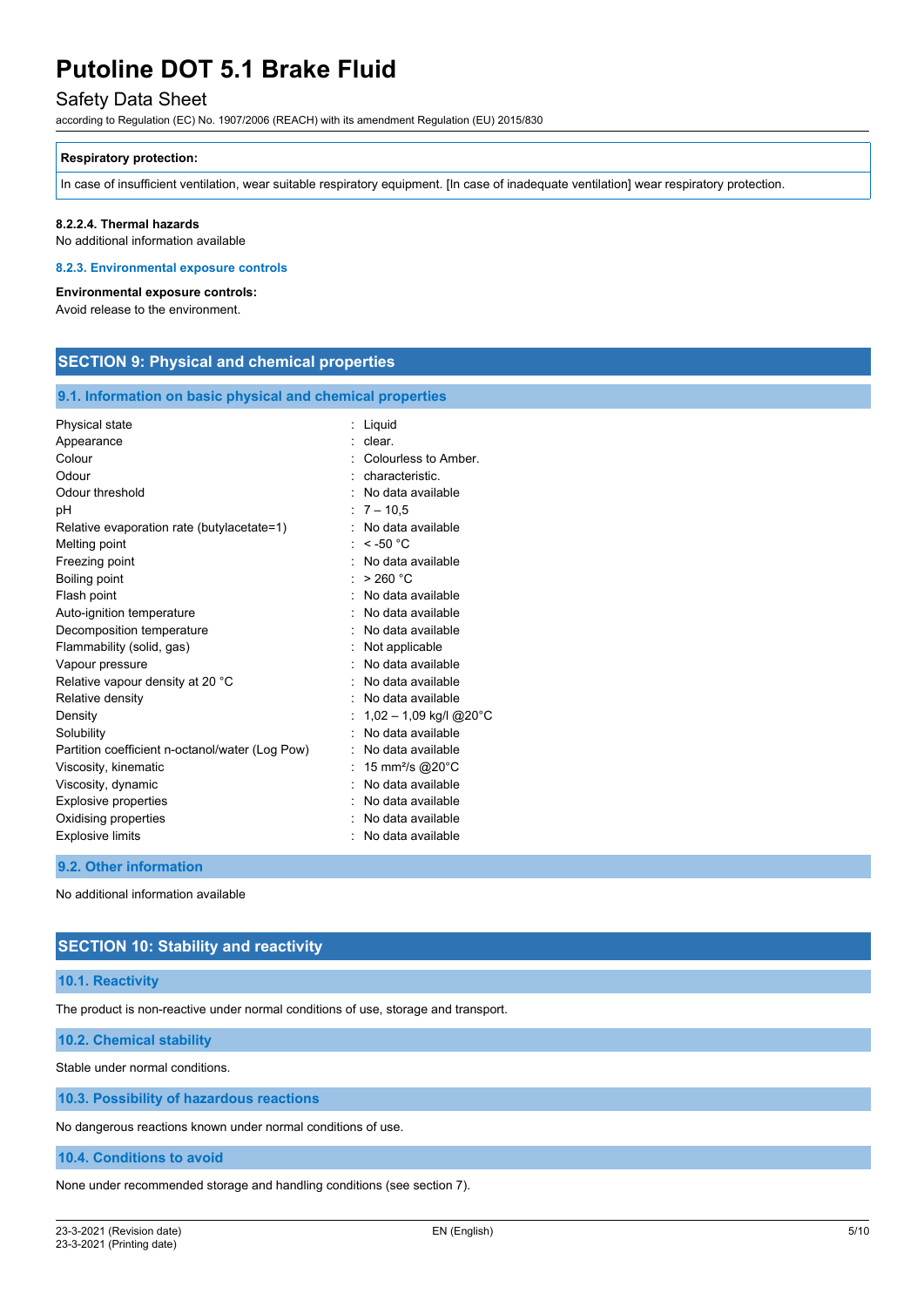| Respiratory protection: |
| --- |
| In case of insufficient ventilation, wear suitable respiratory equipment. [In case of inadequate ventilation] wear respiratory protection. |

**8.2.2.4. Thermal hazards**

No additional information available

### 8.2.3. Environmental exposure controls

**Environmental exposure controls:**

Avoid release to the environment.

## SECTION 9: Physical and chemical properties

### 9.1. Information on basic physical and chemical properties

| | |
| --- | --- |
| Physical state | : Liquid |
| Appearance | : clear. |
| Colour | : Colourless to Amber. |
| Odour | : characteristic. |
| Odour threshold | : No data available |
| pH | : 7 – 10,5 |
| Relative evaporation rate (butylacetate=1) | : No data available |
| Melting point | : < -50 °C |
| Freezing point | : No data available |
| Boiling point | : > 260 °C |
| Flash point | : No data available |
| Auto-ignition temperature | : No data available |
| Decomposition temperature | : No data available |
| Flammability (solid, gas) | : Not applicable |
| Vapour pressure | : No data available |
| Relative vapour density at 20 °C | : No data available |
| Relative density | : No data available |
| Density | : 1,02 – 1,09 kg/l @20°C |
| Solubility | : No data available |
| Partition coefficient n-octanol/water (Log Pow) | : No data available |
| Viscosity, kinematic | : 15 $mm^2/s$ @20°C |
| Viscosity, dynamic | : No data available |
| Explosive properties | : No data available |
| Oxidising properties | : No data available |
| Explosive limits | : No data available |

### 9.2. Other information

No additional information available

## SECTION 10: Stability and reactivity

### 10.1. Reactivity

The product is non-reactive under normal conditions of use, storage and transport.

### 10.2. Chemical stability

Stable under normal conditions.

### 10.3. Possibility of hazardous reactions

No dangerous reactions known under normal conditions of use.

### 10.4. Conditions to avoid

None under recommended storage and handling conditions (see section 7).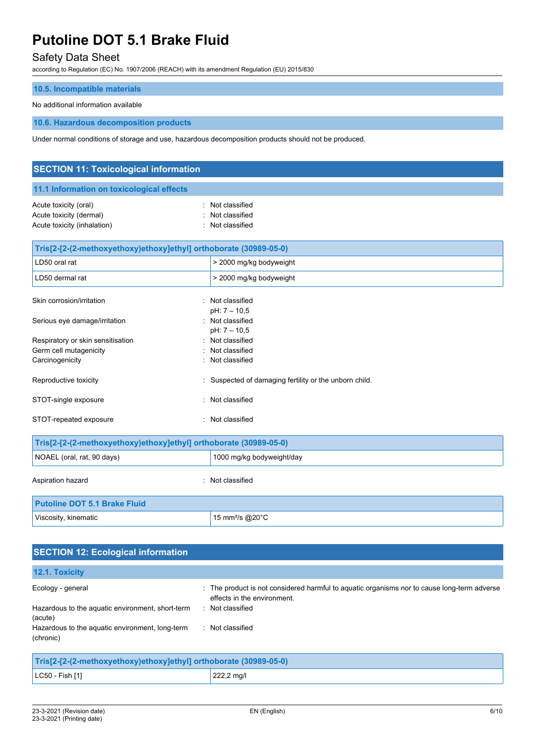### 10.5. Incompatible materials

No additional information available

### 10.6. Hazardous decomposition products

Under normal conditions of storage and use, hazardous decomposition products should not be produced.

## SECTION 11: Toxicological information

### 11.1 Information on toxicological effects

Acute toxicity (oral) : Not classified
Acute toxicity (dermal) : Not classified
Acute toxicity (inhalation) : Not classified

| Tris[2-[2-(2-methoxyethoxy)ethoxy]ethyl] orthoborate (30989-05-0) | |
|---|---|
| LD50 oral rat | > 2000 mg/kg bodyweight |
| LD50 dermal rat | > 2000 mg/kg bodyweight |

Skin corrosion/irritation : Not classified
pH: 7 – 10,5

Serious eye damage/irritation : Not classified
pH: 7 – 10,5

Respiratory or skin sensitisation : Not classified
Germ cell mutagenicity : Not classified
Carcinogenicity : Not classified

Reproductive toxicity : Suspected of damaging fertility or the unborn child.

STOT-single exposure : Not classified

STOT-repeated exposure : Not classified

| Tris[2-[2-(2-methoxyethoxy)ethoxy]ethyl] orthoborate (30989-05-0) | |
|---|---|
| NOAEL (oral, rat, 90 days) | 1000 mg/kg bodyweight/day |

Aspiration hazard : Not classified

| Putoline DOT 5.1 Brake Fluid | |
|---|---|
| Viscosity, kinematic | 15 mm²/s @20°C |

## SECTION 12: Ecological information

### 12.1. Toxicity

Ecology - general : The product is not considered harmful to aquatic organisms nor to cause long-term adverse effects in the environment.
Hazardous to the aquatic environment, short-term (acute) : Not classified
Hazardous to the aquatic environment, long-term (chronic) : Not classified

| Tris[2-[2-(2-methoxyethoxy)ethoxy]ethyl] orthoborate (30989-05-0) | |
|---|---|
| LC50 - Fish [1] | 222,2 mg/l |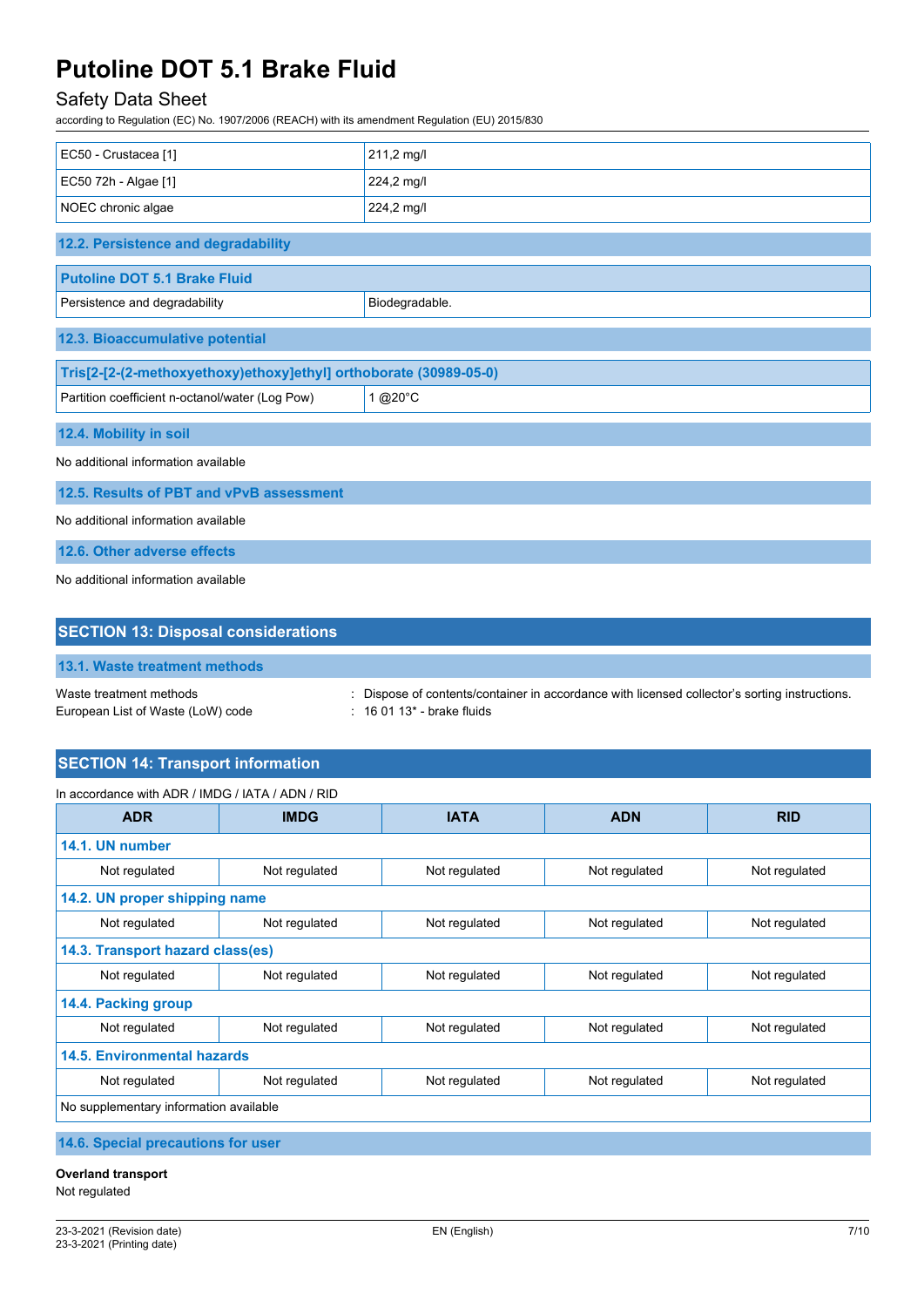| | |
|---|---|
| EC50 - Crustacea [1] | 211,2 mg/l |
| EC50 72h - Algae [1] | 224,2 mg/l |
| NOEC chronic algae | 224,2 mg/l |

### 12.2. Persistence and degradability

| Putoline DOT 5.1 Brake Fluid | |
|---|---|
| Persistence and degradability | Biodegradable. |

### 12.3. Bioaccumulative potential

| Tris[2-[2-(2-methoxyethoxy)ethoxy]ethyl] orthoborate (30989-05-0) | |
|---|---|
| Partition coefficient n-octanol/water (Log Pow) | 1 @20°C |

### 12.4. Mobility in soil

No additional information available

### 12.5. Results of PBT and vPvB assessment

No additional information available

### 12.6. Other adverse effects

No additional information available

## SECTION 13: Disposal considerations

### 13.1. Waste treatment methods

Waste treatment methods : Dispose of contents/container in accordance with licensed collector's sorting instructions.

European List of Waste (LoW) code : 16 01 13* - brake fluids

## SECTION 14: Transport information

In accordance with ADR / IMDG / IATA / ADN / RID

| ADR | IMDG | IATA | ADN | RID |
|---|---|---|---|---|
| **14.1. UN number** | | | | |
| Not regulated | Not regulated | Not regulated | Not regulated | Not regulated |
| **14.2. UN proper shipping name** | | | | |
| Not regulated | Not regulated | Not regulated | Not regulated | Not regulated |
| **14.3. Transport hazard class(es)** | | | | |
| Not regulated | Not regulated | Not regulated | Not regulated | Not regulated |
| **14.4. Packing group** | | | | |
| Not regulated | Not regulated | Not regulated | Not regulated | Not regulated |
| **14.5. Environmental hazards** | | | | |
| Not regulated | Not regulated | Not regulated | Not regulated | Not regulated |
| No supplementary information available | | | | |

### 14.6. Special precautions for user

**Overland transport**

Not regulated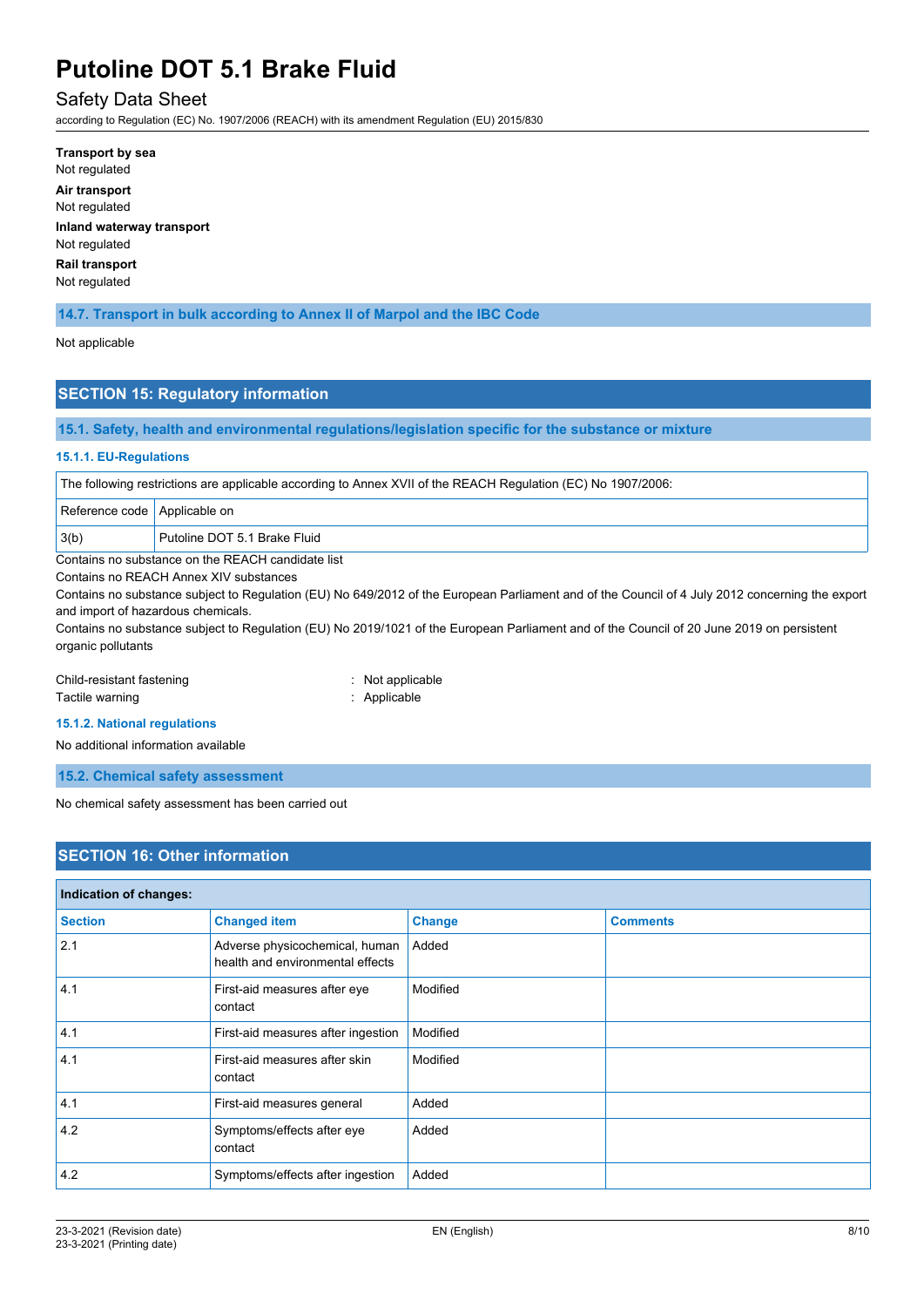**Transport by sea**

Not regulated

**Air transport**

Not regulated

**Inland waterway transport**

Not regulated

**Rail transport**

Not regulated

### 14.7. Transport in bulk according to Annex II of Marpol and the IBC Code

Not applicable

## SECTION 15: Regulatory information

### 15.1. Safety, health and environmental regulations/legislation specific for the substance or mixture

#### 15.1.1. EU-Regulations

| The following restrictions are applicable according to Annex XVII of the REACH Regulation (EC) No 1907/2006: | |
|---|---|
| Reference code | Applicable on |
| 3(b) | Putoline DOT 5.1 Brake Fluid |

Contains no substance on the REACH candidate list

Contains no REACH Annex XIV substances

Contains no substance subject to Regulation (EU) No 649/2012 of the European Parliament and of the Council of 4 July 2012 concerning the export and import of hazardous chemicals.

Contains no substance subject to Regulation (EU) No 2019/1021 of the European Parliament and of the Council of 20 June 2019 on persistent organic pollutants

Child-resistant fastening : Not applicable

Tactile warning : Applicable

#### 15.1.2. National regulations

No additional information available

### 15.2. Chemical safety assessment

No chemical safety assessment has been carried out

## SECTION 16: Other information

| Indication of changes: | | | |
|---|---|---|---|
| **Section** | **Changed item** | **Change** | **Comments** |
| 2.1 | Adverse physicochemical, human health and environmental effects | Added | |
| 4.1 | First-aid measures after eye contact | Modified | |
| 4.1 | First-aid measures after ingestion | Modified | |
| 4.1 | First-aid measures after skin contact | Modified | |
| 4.1 | First-aid measures general | Added | |
| 4.2 | Symptoms/effects after eye contact | Added | |
| 4.2 | Symptoms/effects after ingestion | Added | |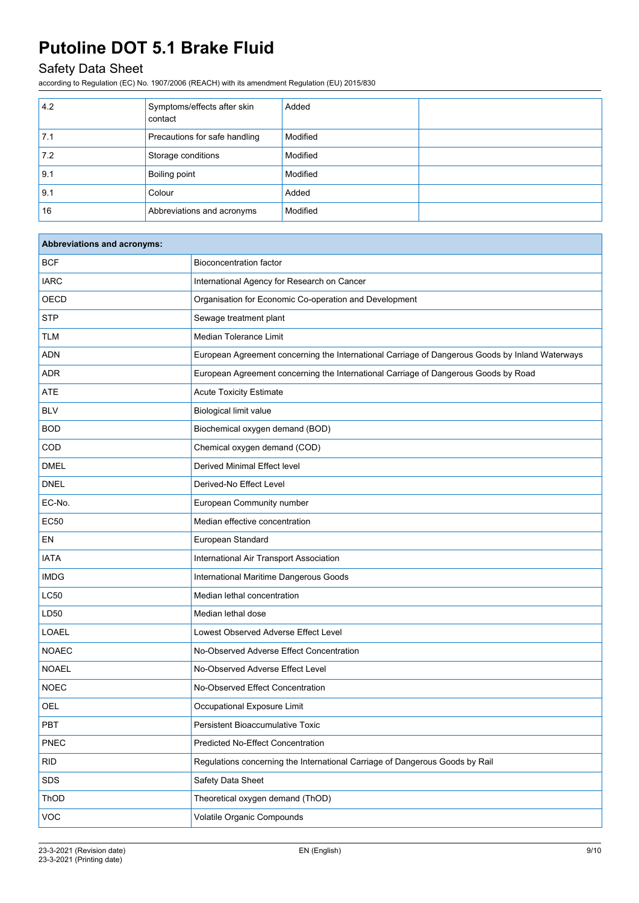| | | | |
|---|---|---|---|
| 4.2 | Symptoms/effects after skin contact | Added | |
| 7.1 | Precautions for safe handling | Modified | |
| 7.2 | Storage conditions | Modified | |
| 9.1 | Boiling point | Modified | |
| 9.1 | Colour | Added | |
| 16 | Abbreviations and acronyms | Modified | |

| **Abbreviations and acronyms:** | |
|---|---|
| BCF | Bioconcentration factor |
| IARC | International Agency for Research on Cancer |
| OECD | Organisation for Economic Co-operation and Development |
| STP | Sewage treatment plant |
| TLM | Median Tolerance Limit |
| ADN | European Agreement concerning the International Carriage of Dangerous Goods by Inland Waterways |
| ADR | European Agreement concerning the International Carriage of Dangerous Goods by Road |
| ATE | Acute Toxicity Estimate |
| BLV | Biological limit value |
| BOD | Biochemical oxygen demand (BOD) |
| COD | Chemical oxygen demand (COD) |
| DMEL | Derived Minimal Effect level |
| DNEL | Derived-No Effect Level |
| EC-No. | European Community number |
| EC50 | Median effective concentration |
| EN | European Standard |
| IATA | International Air Transport Association |
| IMDG | International Maritime Dangerous Goods |
| LC50 | Median lethal concentration |
| LD50 | Median lethal dose |
| LOAEL | Lowest Observed Adverse Effect Level |
| NOAEC | No-Observed Adverse Effect Concentration |
| NOAEL | No-Observed Adverse Effect Level |
| NOEC | No-Observed Effect Concentration |
| OEL | Occupational Exposure Limit |
| PBT | Persistent Bioaccumulative Toxic |
| PNEC | Predicted No-Effect Concentration |
| RID | Regulations concerning the International Carriage of Dangerous Goods by Rail |
| SDS | Safety Data Sheet |
| ThOD | Theoretical oxygen demand (ThOD) |
| VOC | Volatile Organic Compounds |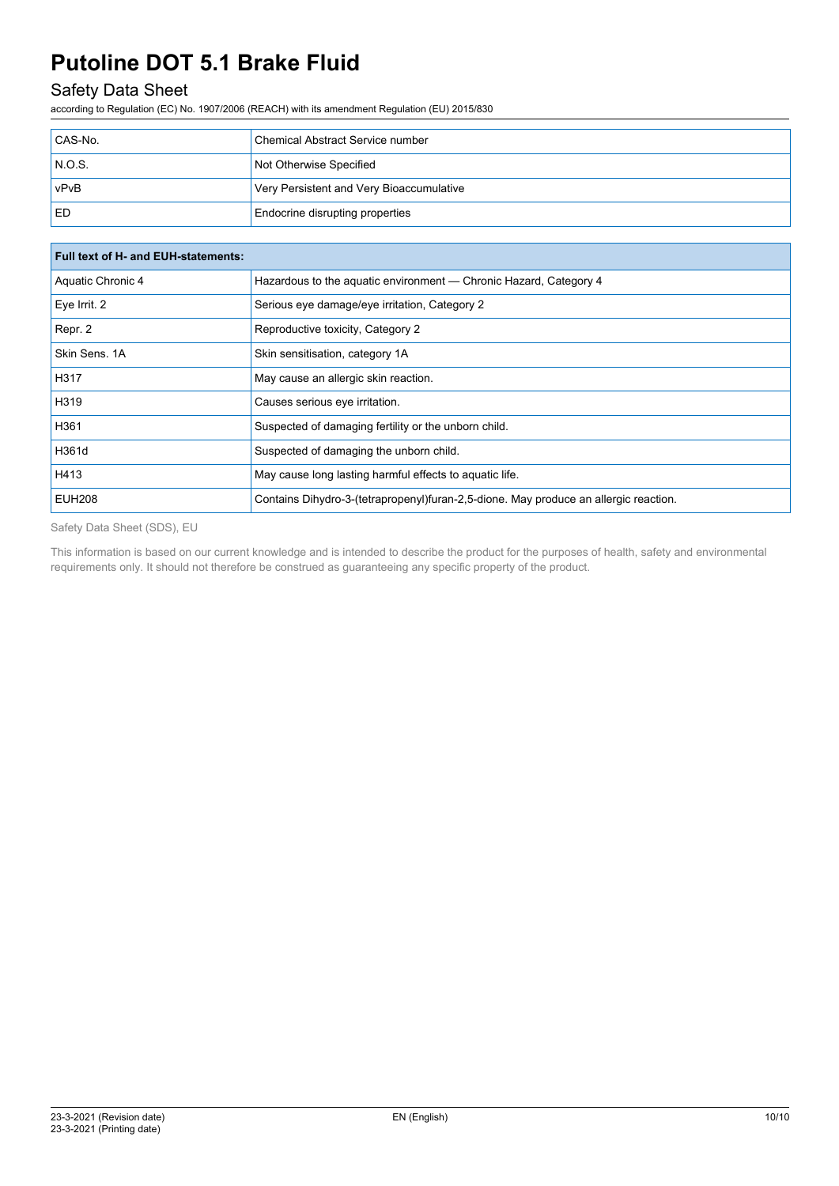| | |
|---|---|
| CAS-No. | Chemical Abstract Service number |
| N.O.S. | Not Otherwise Specified |
| vPvB | Very Persistent and Very Bioaccumulative |
| ED | Endocrine disrupting properties |

| Full text of H- and EUH-statements: | |
|---|---|
| Aquatic Chronic 4 | Hazardous to the aquatic environment — Chronic Hazard, Category 4 |
| Eye Irrit. 2 | Serious eye damage/eye irritation, Category 2 |
| Repr. 2 | Reproductive toxicity, Category 2 |
| Skin Sens. 1A | Skin sensitisation, category 1A |
| H317 | May cause an allergic skin reaction. |
| H319 | Causes serious eye irritation. |
| H361 | Suspected of damaging fertility or the unborn child. |
| H361d | Suspected of damaging the unborn child. |
| H413 | May cause long lasting harmful effects to aquatic life. |
| EUH208 | Contains Dihydro-3-(tetrapropenyl)furan-2,5-dione. May produce an allergic reaction. |

Safety Data Sheet (SDS), EU

This information is based on our current knowledge and is intended to describe the product for the purposes of health, safety and environmental requirements only. It should not therefore be construed as guaranteeing any specific property of the product.